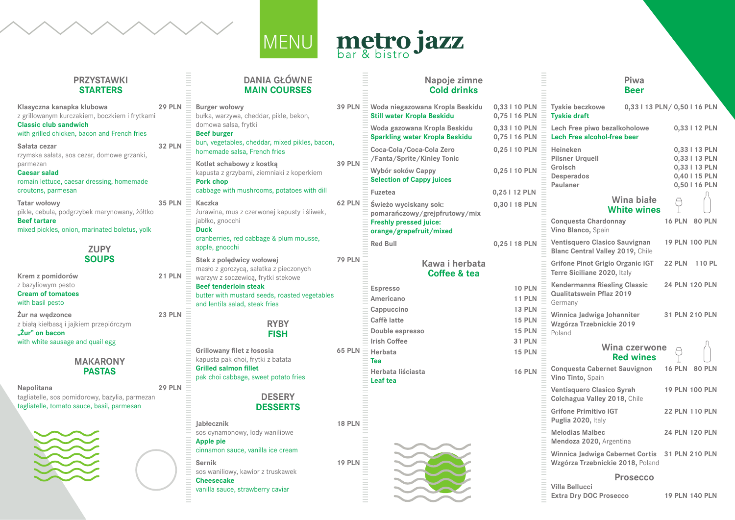# MENU

# metro jazz
bar & bistro

## PRZYSTAWKI
## STARTERS

**Klasyczna kanapka klubowa** — 29 PLN
z grillowanym kurczakiem, boczkiem i frytkami
**Classic club sandwich**
with grilled chicken, bacon and French fries

**Sałata cezar** — 32 PLN
rzymska sałata, sos cezar, domowe grzanki, parmezan
**Caesar salad**
romain lettuce, caesar dressing, homemade croutons, parmesan

**Tatar wołowy** — 35 PLN
pikle, cebula, podgrzybek marynowany, żółtko
**Beef tartare**
mixed pickles, onion, marinated boletus, yolk

## ZUPY
## SOUPS

**Krem z pomidorów** — 21 PLN
z bazyliowym pesto
**Cream of tomatoes**
with basil pesto

**Żur na wędzonce** — 23 PLN
z białą kiełbasą i jajkiem przepiórczym
**„Żur" on bacon**
with white sausage and quail egg

## MAKARONY
## PASTAS

**Napolitana** — 29 PLN
tagliatelle, sos pomidorowy, bazylia, parmezan
tagliatelle, tomato sauce, basil, parmesan

## DANIA GŁÓWNE
## MAIN COURSES

**Burger wołowy** — 39 PLN
bułka, warzywa, cheddar, pikle, bekon, domowa salsa, frytki
**Beef burger**
bun, vegetables, cheddar, mixed pikles, bacon, homemade salsa, French fries

**Kotlet schabowy z kostką** — 39 PLN
kapusta z grzybami, ziemniaki z koperkiem
**Pork chop**
cabbage with mushrooms, potatoes with dill

**Kaczka** — 62 PLN
żurawina, mus z czerwonej kapusty i śliwek, jabłko, gnocchi
**Duck**
cranberries, red cabbage & plum mousse, apple, gnocchi

**Stek z polędwicy wołowej** — 79 PLN
masło z gorczycą, sałatka z pieczonych warzyw z soczewicą, frytki stekowe
**Beef tenderloin steak**
butter with mustard seeds, roasted vegetables and lentils salad, steak fries

## RYBY
## FISH

**Grillowany filet z łososia** — 65 PLN
kapusta pak choi, frytki z batata
**Grilled salmon fillet**
pak choi cabbage, sweet potato fries

## DESERY
## DESSERTS

**Jabłecznik** — 18 PLN
sos cynamonowy, lody waniliowe
**Apple pie**
cinnamon sauce, vanilla ice cream

**Sernik** — 19 PLN
sos waniliowy, kawior z truskawek
**Cheesecake**
vanilla sauce, strawberry caviar

## Napoje zimne
## Cold drinks

| Napój | Cena |
|---|---|
| **Woda niegazowana Kropla Beskidu** / **Still water Kropla Beskidu** | 0,33 l 10 PLN<br>0,75 l 16 PLN |
| **Woda gazowana Kropla Beskidu** / **Sparkling water Kropla Beskidu** | 0,33 l 10 PLN<br>0,75 l 16 PLN |
| **Coca-Cola/Coca-Cola Zero /Fanta/Sprite/Kinley Tonic** | 0,25 l 10 PLN |
| **Wybór soków Cappy** / **Selection of Cappy juices** | 0,25 l 10 PLN |
| **Fuzetea** | 0,25 l 12 PLN |
| **Świeżo wyciskany sok: pomarańczowy/grejpfrutowy/mix** / **Freshly pressed juice: orange/grapefruit/mixed** | 0,30 l 18 PLN |
| **Red Bull** | 0,25 l 18 PLN |

## Kawa i herbata
## Coffee & tea

| Napój | Cena |
|---|---|
| Espresso | 10 PLN |
| Americano | 11 PLN |
| Cappuccino | 13 PLN |
| Caffè latte | 15 PLN |
| Double espresso | 15 PLN |
| Irish Coffee | 31 PLN |
| Herbata / **Tea** | 15 PLN |
| Herbata liściasta / **Leaf tea** | 16 PLN |

## Piwa
## Beer

| Piwo | Cena |
|---|---|
| **Tyskie beczkowe** / **Tyskie draft** | 0,33 l 13 PLN/ 0,50 l 16 PLN |
| **Lech Free piwo bezalkoholowe** / **Lech Free alcohol-free beer** | 0,33 l 12 PLN |
| Heineken | 0,33 l 13 PLN |
| Pilsner Urquell | 0,33 l 13 PLN |
| Grolsch | 0,33 l 13 PLN |
| Desperados | 0,40 l 15 PLN |
| Paulaner | 0,50 l 16 PLN |

## Wina białe
## White wines

| Wino | Kieliszek | Butelka |
|---|---|---|
| **Conquesta Chardonnay Vino Blanco,** Spain | 16 PLN | 80 PLN |
| **Ventisquero Clasico Sauvignan Blanc Central Valley 2019,** Chile | 19 PLN | 100 PLN |
| **Grifone Pinot Grigio Organic IGT Terre Siciliane 2020,** Italy | 22 PLN | 110 PL |
| **Kendermanns Riesling Classic Qualitatswein Pflaz 2019** Germany | 24 PLN | 120 PLN |
| **Winnica Jadwiga Johanniter Wzgórza Trzebnickie 2019** Poland | 31 PLN | 210 PLN |

## Wina czerwone
## Red wines

| Wino | Kieliszek | Butelka |
|---|---|---|
| **Conquesta Cabernet Sauvignon Vino Tinto,** Spain | 16 PLN | 80 PLN |
| **Ventisquero Clasico Syrah Colchagua Valley 2018,** Chile | 19 PLN | 100 PLN |
| **Grifone Primitivo IGT Puglia 2020,** Italy | 22 PLN | 110 PLN |
| **Melodias Malbec Mendoza 2020,** Argentina | 24 PLN | 120 PLN |
| **Winnica Jadwiga Cabernet Cortis Wzgórza Trzebnickie 2018,** Poland | 31 PLN | 210 PLN |

## Prosecco

| Wino | Kieliszek | Butelka |
|---|---|---|
| **Villa Bellucci Extra Dry DOC Prosecco** | 19 PLN | 140 PLN |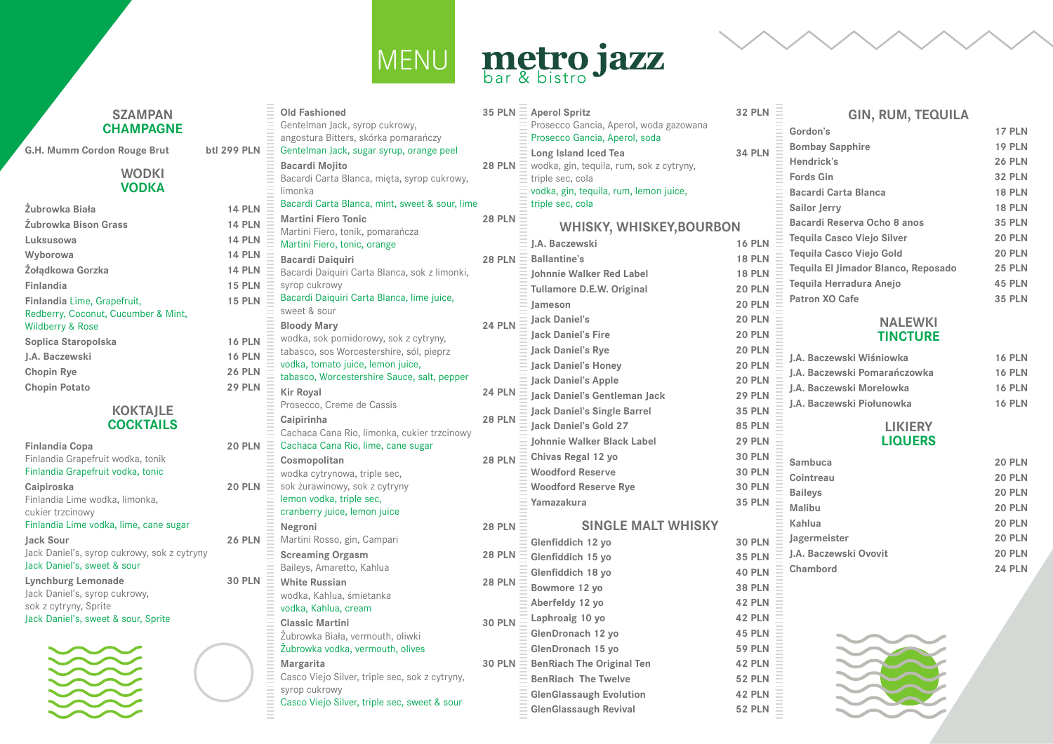# MENU metro jazz bar & bistro

## SZAMPAN
## CHAMPAGNE

| | |
|---|---|
| G.H. Mumm Cordon Rouge Brut | btl 299 PLN |

## WODKI
## VODKA

| | |
|---|---|
| Żubrowka Biała | 14 PLN |
| Żubrowka Bison Grass | 14 PLN |
| Luksusowa | 14 PLN |
| Wyborowa | 14 PLN |
| Żołądkowa Gorzka | 14 PLN |
| Finlandia | 15 PLN |
| Finlandia Lime, Grapefruit, Redberry, Coconut, Cucumber & Mint, Wildberry & Rose | 15 PLN |
| Soplica Staropolska | 16 PLN |
| J.A. Baczewski | 16 PLN |
| Chopin Rye | 26 PLN |
| Chopin Potato | 29 PLN |

## KOKTAJLE
## COCKTAILS

**Finlandia Copa** — 20 PLN
Finlandia Grapefruit wodka, tonik
Finlandia Grapefruit vodka, tonic

**Caipiroska** — 20 PLN
Finlandia Lime wodka, limonka, cukier trzcinowy
Finlandia Lime vodka, lime, cane sugar

**Jack Sour** — 26 PLN
Jack Daniel's, syrop cukrowy, sok z cytryny
Jack Daniel's, sweet & sour

**Lynchburg Lemonade** — 30 PLN
Jack Daniel's, syrop cukrowy, sok z cytryny, Sprite
Jack Daniel's, sweet & sour, Sprite

**Old Fashioned** — 35 PLN
Gentelman Jack, syrop cukrowy, angostura Bitters, skórka pomarańczy
Gentelman Jack, sugar syrup, orange peel

**Bacardi Mojito** — 28 PLN
Bacardi Carta Blanca, mięta, syrop cukrowy, limonka
Bacardi Carta Blanca, mint, sweet & sour, lime

**Martini Fiero Tonic** — 28 PLN
Martini Fiero, tonik, pomarańcza
Martini Fiero, tonic, orange

**Bacardi Daiquiri** — 28 PLN
Bacardi Daiquiri Carta Blanca, sok z limonki, syrop cukrowy
Bacardi Daiquiri Carta Blanca, lime juice, sweet & sour

**Bloody Mary** — 24 PLN
wodka, sok pomidorowy, sok z cytryny, tabasco, sos Worcestershire, sól, pieprz
vodka, tomato juice, lemon juice, tabasco, Worcestershire Sauce, salt, pepper

**Kir Royal** — 24 PLN
Prosecco, Creme de Cassis

**Caipirinha** — 28 PLN
Cachaca Cana Rio, limonka, cukier trzcinowy
Cachaca Cana Rio, lime, cane sugar

**Cosmopolitan** — 28 PLN
wodka cytrynowa, triple sec, sok żurawinowy, sok z cytryny
lemon vodka, triple sec, cranberry juice, lemon juice

**Negroni** — 28 PLN
Martini Rosso, gin, Campari

**Screaming Orgasm** — 28 PLN
Baileys, Amaretto, Kahlua

**White Russian** — 28 PLN
wodka, Kahlua, śmietanka
vodka, Kahlua, cream

**Classic Martini** — 30 PLN
Żubrowka Biała, vermouth, oliwki
Żubrowka vodka, vermouth, olives

**Margarita** — 30 PLN
Casco Viejo Silver, triple sec, sok z cytryny, syrop cukrowy
Casco Viejo Silver, triple sec, sweet & sour

**Aperol Spritz** — 32 PLN
Prosecco Gancia, Aperol, woda gazowana
Prosecco Gancia, Aperol, soda

**Long Island Iced Tea** — 34 PLN
wodka, gin, tequila, rum, sok z cytryny, triple sec, cola
vodka, gin, tequila, rum, lemon juice, triple sec, cola

## WHISKY, WHISKEY, BOURBON

| | |
|---|---|
| J.A. Baczewski | 16 PLN |
| Ballantine's | 18 PLN |
| Johnnie Walker Red Label | 18 PLN |
| Tullamore D.E.W. Original | 20 PLN |
| Jameson | 20 PLN |
| Jack Daniel's | 20 PLN |
| Jack Daniel's Fire | 20 PLN |
| Jack Daniel's Rye | 20 PLN |
| Jack Daniel's Honey | 20 PLN |
| Jack Daniel's Apple | 20 PLN |
| Jack Daniel's Gentleman Jack | 29 PLN |
| Jack Daniel's Single Barrel | 35 PLN |
| Jack Daniel's Gold 27 | 85 PLN |
| Johnnie Walker Black Label | 29 PLN |
| Chivas Regal 12 yo | 30 PLN |
| Woodford Reserve | 30 PLN |
| Woodford Reserve Rye | 30 PLN |
| Yamazakura | 35 PLN |

## SINGLE MALT WHISKY

| | |
|---|---|
| Glenfiddich 12 yo | 30 PLN |
| Glenfiddich 15 yo | 35 PLN |
| Glenfiddich 18 yo | 40 PLN |
| Bowmore 12 yo | 38 PLN |
| Aberfeldy 12 yo | 42 PLN |
| Laphroaig 10 yo | 42 PLN |
| GlenDronach 12 yo | 45 PLN |
| GlenDronach 15 yo | 59 PLN |
| BenRiach The Original Ten | 42 PLN |
| BenRiach The Twelve | 52 PLN |
| GlenGlassaugh Evolution | 42 PLN |
| GlenGlassaugh Revival | 52 PLN |

## GIN, RUM, TEQUILA

| | |
|---|---|
| Gordon's | 17 PLN |
| Bombay Sapphire | 19 PLN |
| Hendrick's | 26 PLN |
| Fords Gin | 32 PLN |
| Bacardi Carta Blanca | 18 PLN |
| Sailor Jerry | 18 PLN |
| Bacardi Reserva Ocho 8 anos | 35 PLN |
| Tequila Casco Viejo Silver | 20 PLN |
| Tequila Casco Viejo Gold | 20 PLN |
| Tequila El Jimador Blanco, Reposado | 25 PLN |
| Tequila Herradura Anejo | 45 PLN |
| Patron XO Cafe | 35 PLN |

## NALEWKI
## TINCTURE

| | |
|---|---|
| J.A. Baczewski Wiśniowka | 16 PLN |
| J.A. Baczewski Pomarańczowka | 16 PLN |
| J.A. Baczewski Morelowka | 16 PLN |
| J.A. Baczewski Piołunowka | 16 PLN |

## LIKIERY
## LIQUERS

| | |
|---|---|
| Sambuca | 20 PLN |
| Cointreau | 20 PLN |
| Baileys | 20 PLN |
| Malibu | 20 PLN |
| Kahlua | 20 PLN |
| Jagermeister | 20 PLN |
| J.A. Baczewski Ovovit | 20 PLN |
| Chambord | 24 PLN |